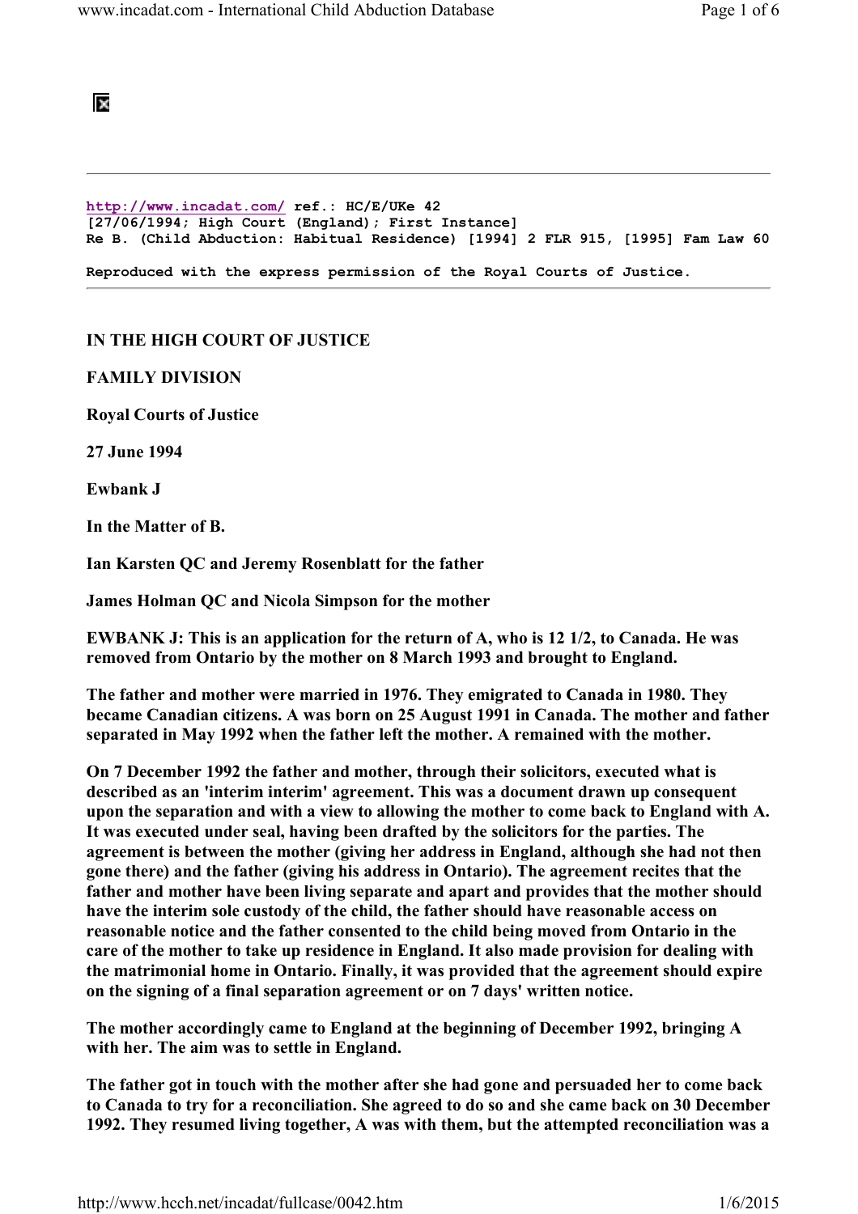http://www.incadat.com/ ref.: HC/E/UKe 42
[27/06/1994; High Court (England); First Instance]
Re B. (Child Abduction: Habitual Residence) [1994] 2 FLR 915, [1995] Fam Law 60

Reproduced with the express permission of the Royal Courts of Justice.

---

**IN THE HIGH COURT OF JUSTICE**

**FAMILY DIVISION**

**Royal Courts of Justice**

**27 June 1994**

**Ewbank J**

**In the Matter of B.**

**Ian Karsten QC and Jeremy Rosenblatt for the father**

**James Holman QC and Nicola Simpson for the mother**

**EWBANK J: This is an application for the return of A, who is 12 1/2, to Canada. He was removed from Ontario by the mother on 8 March 1993 and brought to England.**

**The father and mother were married in 1976. They emigrated to Canada in 1980. They became Canadian citizens. A was born on 25 August 1991 in Canada. The mother and father separated in May 1992 when the father left the mother. A remained with the mother.**

**On 7 December 1992 the father and mother, through their solicitors, executed what is described as an 'interim interim' agreement. This was a document drawn up consequent upon the separation and with a view to allowing the mother to come back to England with A. It was executed under seal, having been drafted by the solicitors for the parties. The agreement is between the mother (giving her address in England, although she had not then gone there) and the father (giving his address in Ontario). The agreement recites that the father and mother have been living separate and apart and provides that the mother should have the interim sole custody of the child, the father should have reasonable access on reasonable notice and the father consented to the child being moved from Ontario in the care of the mother to take up residence in England. It also made provision for dealing with the matrimonial home in Ontario. Finally, it was provided that the agreement should expire on the signing of a final separation agreement or on 7 days' written notice.**

**The mother accordingly came to England at the beginning of December 1992, bringing A with her. The aim was to settle in England.**

**The father got in touch with the mother after she had gone and persuaded her to come back to Canada to try for a reconciliation. She agreed to do so and she came back on 30 December 1992. They resumed living together, A was with them, but the attempted reconciliation was a**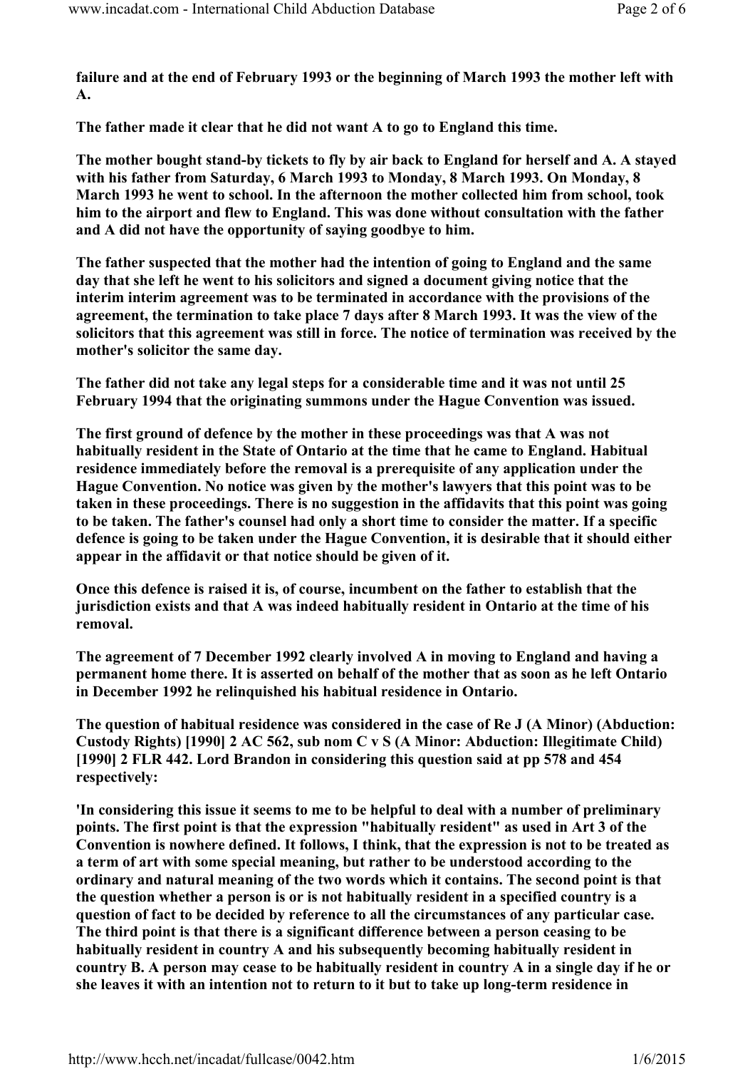**failure and at the end of February 1993 or the beginning of March 1993 the mother left with A.**

**The father made it clear that he did not want A to go to England this time.**

**The mother bought stand-by tickets to fly by air back to England for herself and A. A stayed with his father from Saturday, 6 March 1993 to Monday, 8 March 1993. On Monday, 8 March 1993 he went to school. In the afternoon the mother collected him from school, took him to the airport and flew to England. This was done without consultation with the father and A did not have the opportunity of saying goodbye to him.**

**The father suspected that the mother had the intention of going to England and the same day that she left he went to his solicitors and signed a document giving notice that the interim interim agreement was to be terminated in accordance with the provisions of the agreement, the termination to take place 7 days after 8 March 1993. It was the view of the solicitors that this agreement was still in force. The notice of termination was received by the mother's solicitor the same day.**

**The father did not take any legal steps for a considerable time and it was not until 25 February 1994 that the originating summons under the Hague Convention was issued.**

**The first ground of defence by the mother in these proceedings was that A was not habitually resident in the State of Ontario at the time that he came to England. Habitual residence immediately before the removal is a prerequisite of any application under the Hague Convention. No notice was given by the mother's lawyers that this point was to be taken in these proceedings. There is no suggestion in the affidavits that this point was going to be taken. The father's counsel had only a short time to consider the matter. If a specific defence is going to be taken under the Hague Convention, it is desirable that it should either appear in the affidavit or that notice should be given of it.**

**Once this defence is raised it is, of course, incumbent on the father to establish that the jurisdiction exists and that A was indeed habitually resident in Ontario at the time of his removal.**

**The agreement of 7 December 1992 clearly involved A in moving to England and having a permanent home there. It is asserted on behalf of the mother that as soon as he left Ontario in December 1992 he relinquished his habitual residence in Ontario.**

**The question of habitual residence was considered in the case of Re J (A Minor) (Abduction: Custody Rights) [1990] 2 AC 562, sub nom C v S (A Minor: Abduction: Illegitimate Child) [1990] 2 FLR 442. Lord Brandon in considering this question said at pp 578 and 454 respectively:**

**'In considering this issue it seems to me to be helpful to deal with a number of preliminary points. The first point is that the expression "habitually resident" as used in Art 3 of the Convention is nowhere defined. It follows, I think, that the expression is not to be treated as a term of art with some special meaning, but rather to be understood according to the ordinary and natural meaning of the two words which it contains. The second point is that the question whether a person is or is not habitually resident in a specified country is a question of fact to be decided by reference to all the circumstances of any particular case. The third point is that there is a significant difference between a person ceasing to be habitually resident in country A and his subsequently becoming habitually resident in country B. A person may cease to be habitually resident in country A in a single day if he or she leaves it with an intention not to return to it but to take up long-term residence in**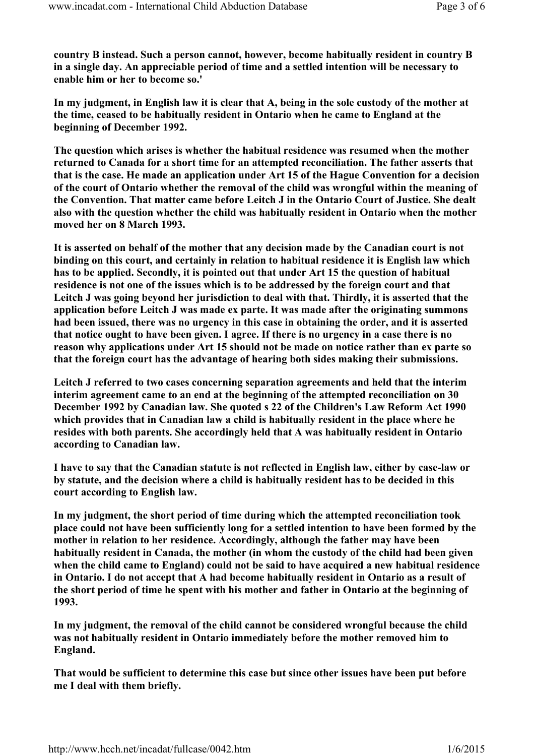**country B instead. Such a person cannot, however, become habitually resident in country B in a single day. An appreciable period of time and a settled intention will be necessary to enable him or her to become so.'**

**In my judgment, in English law it is clear that A, being in the sole custody of the mother at the time, ceased to be habitually resident in Ontario when he came to England at the beginning of December 1992.**

**The question which arises is whether the habitual residence was resumed when the mother returned to Canada for a short time for an attempted reconciliation. The father asserts that that is the case. He made an application under Art 15 of the Hague Convention for a decision of the court of Ontario whether the removal of the child was wrongful within the meaning of the Convention. That matter came before Leitch J in the Ontario Court of Justice. She dealt also with the question whether the child was habitually resident in Ontario when the mother moved her on 8 March 1993.**

**It is asserted on behalf of the mother that any decision made by the Canadian court is not binding on this court, and certainly in relation to habitual residence it is English law which has to be applied. Secondly, it is pointed out that under Art 15 the question of habitual residence is not one of the issues which is to be addressed by the foreign court and that Leitch J was going beyond her jurisdiction to deal with that. Thirdly, it is asserted that the application before Leitch J was made ex parte. It was made after the originating summons had been issued, there was no urgency in this case in obtaining the order, and it is asserted that notice ought to have been given. I agree. If there is no urgency in a case there is no reason why applications under Art 15 should not be made on notice rather than ex parte so that the foreign court has the advantage of hearing both sides making their submissions.**

**Leitch J referred to two cases concerning separation agreements and held that the interim interim agreement came to an end at the beginning of the attempted reconciliation on 30 December 1992 by Canadian law. She quoted s 22 of the Children's Law Reform Act 1990 which provides that in Canadian law a child is habitually resident in the place where he resides with both parents. She accordingly held that A was habitually resident in Ontario according to Canadian law.**

**I have to say that the Canadian statute is not reflected in English law, either by case-law or by statute, and the decision where a child is habitually resident has to be decided in this court according to English law.**

**In my judgment, the short period of time during which the attempted reconciliation took place could not have been sufficiently long for a settled intention to have been formed by the mother in relation to her residence. Accordingly, although the father may have been habitually resident in Canada, the mother (in whom the custody of the child had been given when the child came to England) could not be said to have acquired a new habitual residence in Ontario. I do not accept that A had become habitually resident in Ontario as a result of the short period of time he spent with his mother and father in Ontario at the beginning of 1993.**

**In my judgment, the removal of the child cannot be considered wrongful because the child was not habitually resident in Ontario immediately before the mother removed him to England.**

**That would be sufficient to determine this case but since other issues have been put before me I deal with them briefly.**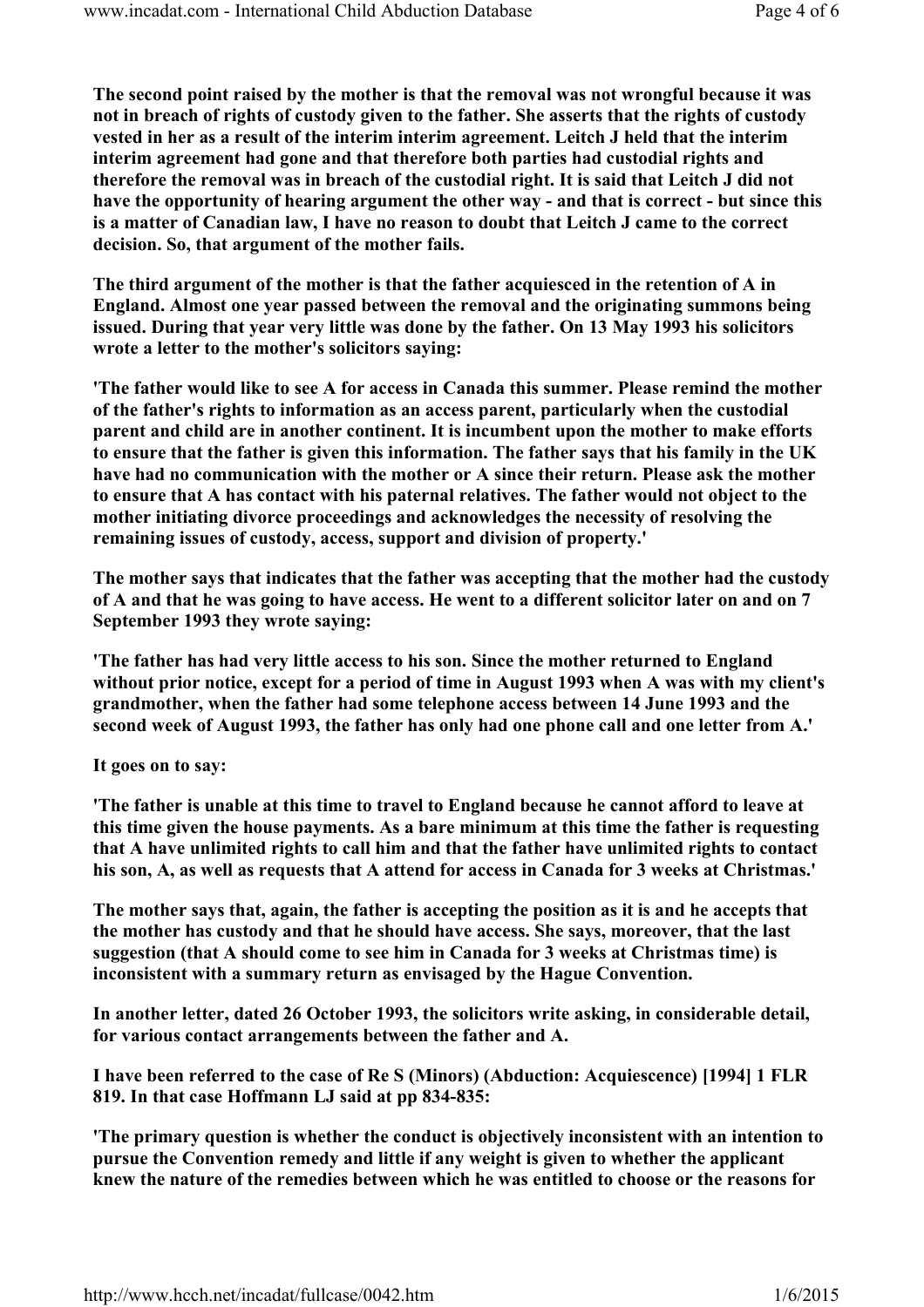**The second point raised by the mother is that the removal was not wrongful because it was not in breach of rights of custody given to the father. She asserts that the rights of custody vested in her as a result of the interim interim agreement. Leitch J held that the interim interim agreement had gone and that therefore both parties had custodial rights and therefore the removal was in breach of the custodial right. It is said that Leitch J did not have the opportunity of hearing argument the other way - and that is correct - but since this is a matter of Canadian law, I have no reason to doubt that Leitch J came to the correct decision. So, that argument of the mother fails.**

**The third argument of the mother is that the father acquiesced in the retention of A in England. Almost one year passed between the removal and the originating summons being issued. During that year very little was done by the father. On 13 May 1993 his solicitors wrote a letter to the mother's solicitors saying:**

**'The father would like to see A for access in Canada this summer. Please remind the mother of the father's rights to information as an access parent, particularly when the custodial parent and child are in another continent. It is incumbent upon the mother to make efforts to ensure that the father is given this information. The father says that his family in the UK have had no communication with the mother or A since their return. Please ask the mother to ensure that A has contact with his paternal relatives. The father would not object to the mother initiating divorce proceedings and acknowledges the necessity of resolving the remaining issues of custody, access, support and division of property.'**

**The mother says that indicates that the father was accepting that the mother had the custody of A and that he was going to have access. He went to a different solicitor later on and on 7 September 1993 they wrote saying:**

**'The father has had very little access to his son. Since the mother returned to England without prior notice, except for a period of time in August 1993 when A was with my client's grandmother, when the father had some telephone access between 14 June 1993 and the second week of August 1993, the father has only had one phone call and one letter from A.'**

**It goes on to say:**

**'The father is unable at this time to travel to England because he cannot afford to leave at this time given the house payments. As a bare minimum at this time the father is requesting that A have unlimited rights to call him and that the father have unlimited rights to contact his son, A, as well as requests that A attend for access in Canada for 3 weeks at Christmas.'**

**The mother says that, again, the father is accepting the position as it is and he accepts that the mother has custody and that he should have access. She says, moreover, that the last suggestion (that A should come to see him in Canada for 3 weeks at Christmas time) is inconsistent with a summary return as envisaged by the Hague Convention.**

**In another letter, dated 26 October 1993, the solicitors write asking, in considerable detail, for various contact arrangements between the father and A.**

**I have been referred to the case of Re S (Minors) (Abduction: Acquiescence) [1994] 1 FLR 819. In that case Hoffmann LJ said at pp 834-835:**

**'The primary question is whether the conduct is objectively inconsistent with an intention to pursue the Convention remedy and little if any weight is given to whether the applicant knew the nature of the remedies between which he was entitled to choose or the reasons for**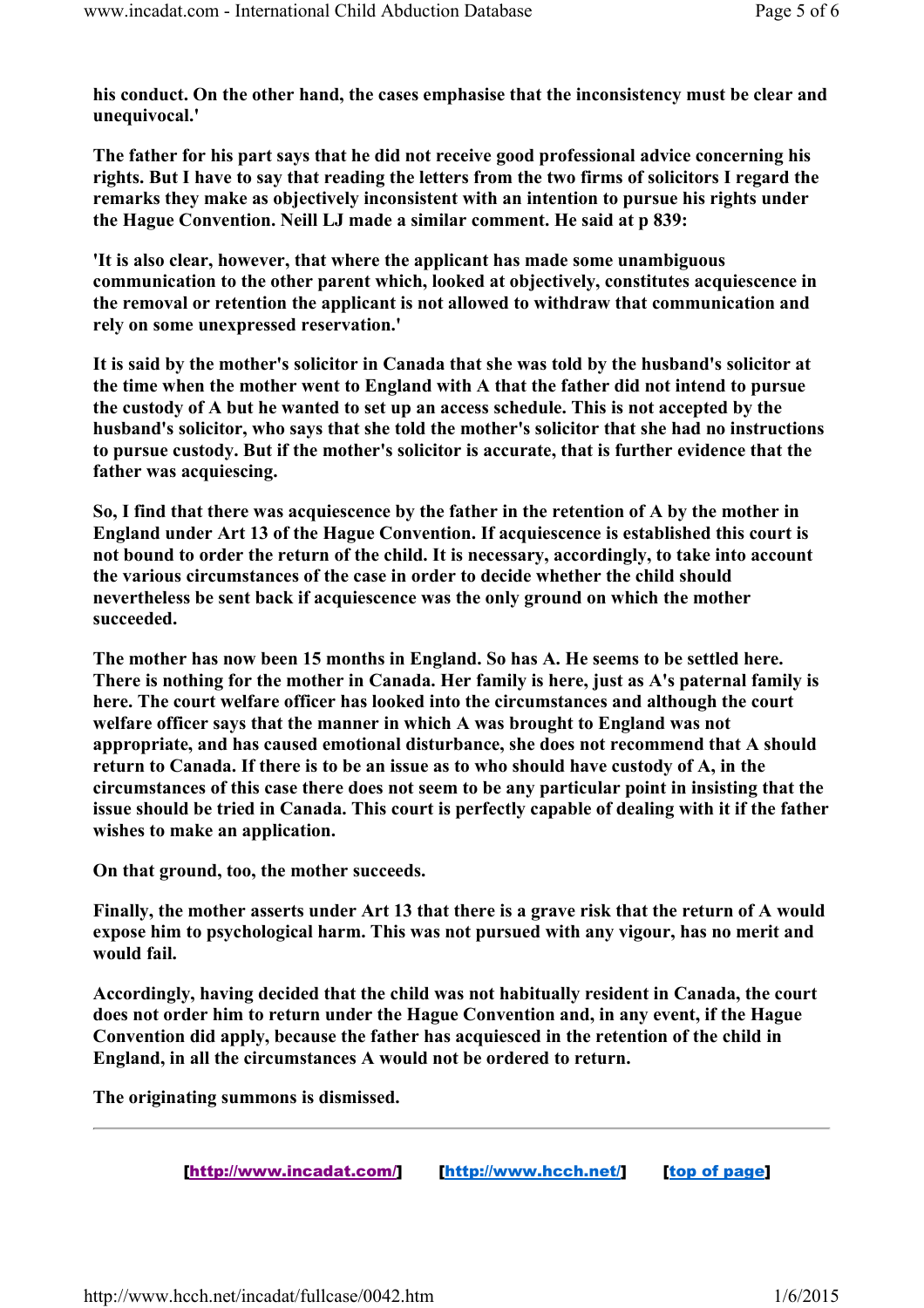**his conduct. On the other hand, the cases emphasise that the inconsistency must be clear and unequivocal.'**

**The father for his part says that he did not receive good professional advice concerning his rights. But I have to say that reading the letters from the two firms of solicitors I regard the remarks they make as objectively inconsistent with an intention to pursue his rights under the Hague Convention. Neill LJ made a similar comment. He said at p 839:**

**'It is also clear, however, that where the applicant has made some unambiguous communication to the other parent which, looked at objectively, constitutes acquiescence in the removal or retention the applicant is not allowed to withdraw that communication and rely on some unexpressed reservation.'**

**It is said by the mother's solicitor in Canada that she was told by the husband's solicitor at the time when the mother went to England with A that the father did not intend to pursue the custody of A but he wanted to set up an access schedule. This is not accepted by the husband's solicitor, who says that she told the mother's solicitor that she had no instructions to pursue custody. But if the mother's solicitor is accurate, that is further evidence that the father was acquiescing.**

**So, I find that there was acquiescence by the father in the retention of A by the mother in England under Art 13 of the Hague Convention. If acquiescence is established this court is not bound to order the return of the child. It is necessary, accordingly, to take into account the various circumstances of the case in order to decide whether the child should nevertheless be sent back if acquiescence was the only ground on which the mother succeeded.**

**The mother has now been 15 months in England. So has A. He seems to be settled here. There is nothing for the mother in Canada. Her family is here, just as A's paternal family is here. The court welfare officer has looked into the circumstances and although the court welfare officer says that the manner in which A was brought to England was not appropriate, and has caused emotional disturbance, she does not recommend that A should return to Canada. If there is to be an issue as to who should have custody of A, in the circumstances of this case there does not seem to be any particular point in insisting that the issue should be tried in Canada. This court is perfectly capable of dealing with it if the father wishes to make an application.**

**On that ground, too, the mother succeeds.**

**Finally, the mother asserts under Art 13 that there is a grave risk that the return of A would expose him to psychological harm. This was not pursued with any vigour, has no merit and would fail.**

**Accordingly, having decided that the child was not habitually resident in Canada, the court does not order him to return under the Hague Convention and, in any event, if the Hague Convention did apply, because the father has acquiesced in the retention of the child in England, in all the circumstances A would not be ordered to return.**

**The originating summons is dismissed.**

---

[http://www.incadat.com/] [http://www.hcch.net/] [top of page]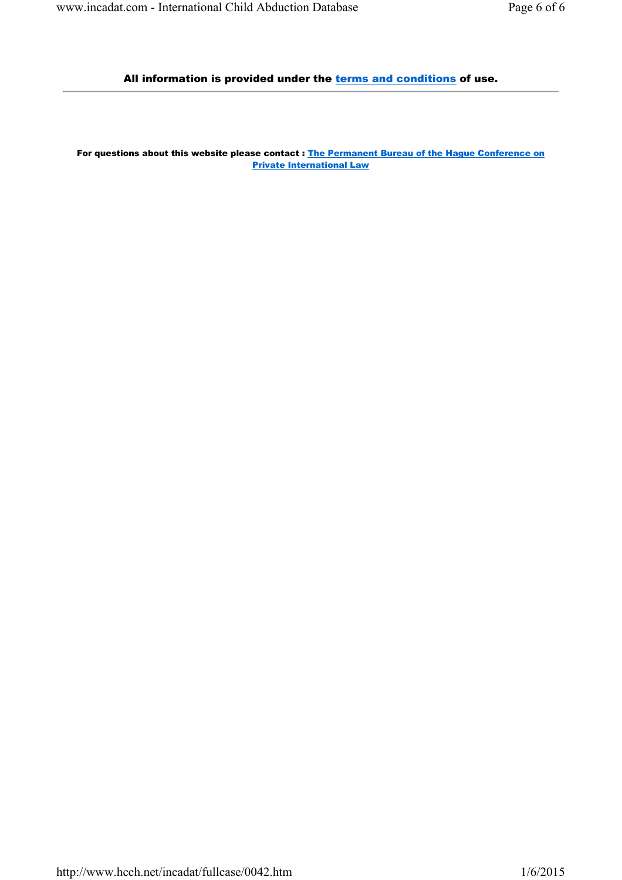**All information is provided under the terms and conditions of use.**

---

**For questions about this website please contact : The Permanent Bureau of the Hague Conference on Private International Law**